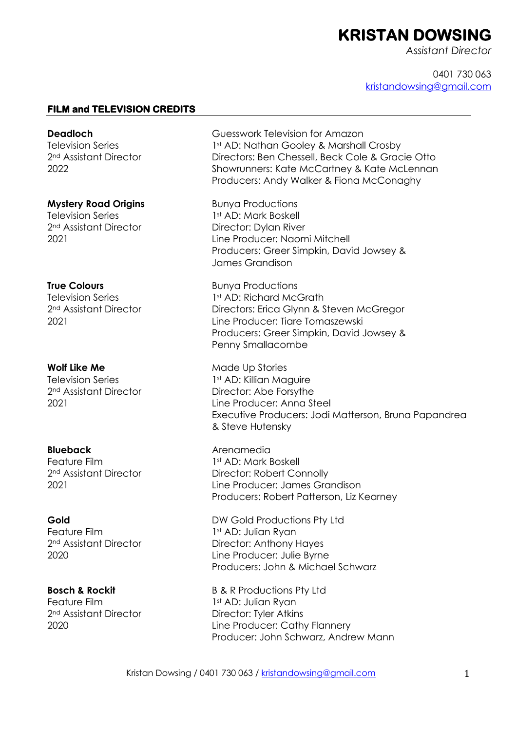# KRISTAN DOWSING

*Assistant Director*

0401 730 063
kristandowsing@gmail.com

## FILM and TELEVISION CREDITS

**Deadloch**
Television Series
2nd Assistant Director
2022

Guesswork Television for Amazon
1st AD: Nathan Gooley & Marshall Crosby
Directors: Ben Chessell, Beck Cole & Gracie Otto
Showrunners: Kate McCartney & Kate McLennan
Producers: Andy Walker & Fiona McConaghy

**Mystery Road Origins**
Television Series
2nd Assistant Director
2021

Bunya Productions
1st AD: Mark Boskell
Director: Dylan River
Line Producer: Naomi Mitchell
Producers: Greer Simpkin, David Jowsey & James Grandison

**True Colours**
Television Series
2nd Assistant Director
2021

Bunya Productions
1st AD: Richard McGrath
Directors: Erica Glynn & Steven McGregor
Line Producer: Tiare Tomaszewski
Producers: Greer Simpkin, David Jowsey & Penny Smallacombe

**Wolf Like Me**
Television Series
2nd Assistant Director
2021

Made Up Stories
1st AD: Killian Maguire
Director: Abe Forsythe
Line Producer: Anna Steel
Executive Producers: Jodi Matterson, Bruna Papandrea & Steve Hutensky

**Blueback**
Feature Film
2nd Assistant Director
2021

Arenamedia
1st AD: Mark Boskell
Director: Robert Connolly
Line Producer: James Grandison
Producers: Robert Patterson, Liz Kearney

**Gold**
Feature Film
2nd Assistant Director
2020

DW Gold Productions Pty Ltd
1st AD: Julian Ryan
Director: Anthony Hayes
Line Producer: Julie Byrne
Producers: John & Michael Schwarz

**Bosch & Rockit**
Feature Film
2nd Assistant Director
2020

B & R Productions Pty Ltd
1st AD: Julian Ryan
Director: Tyler Atkins
Line Producer: Cathy Flannery
Producer: John Schwarz, Andrew Mann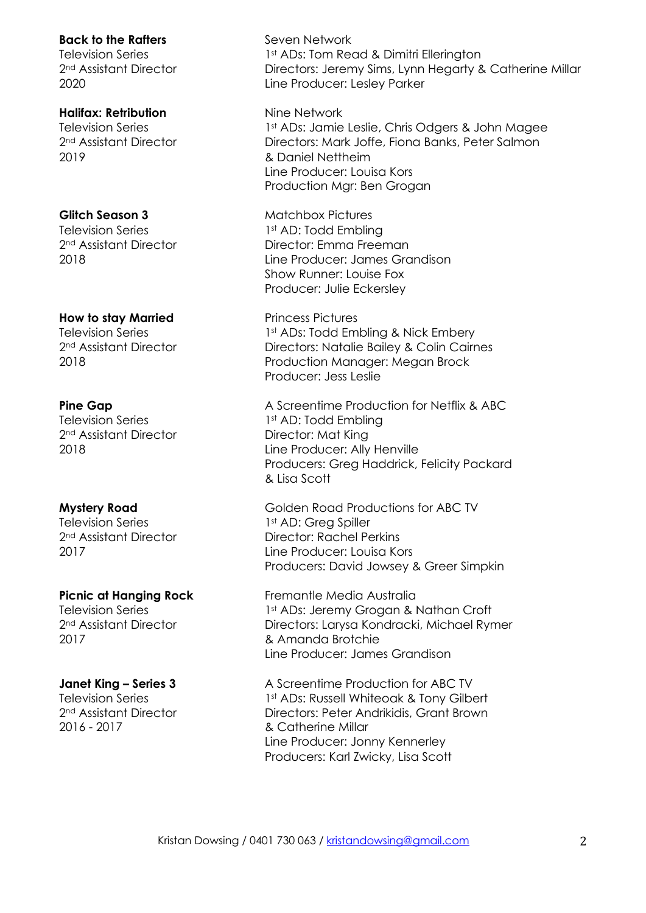**Back to the Rafters**
Television Series
2nd Assistant Director
2020

Seven Network
1st ADs: Tom Read & Dimitri Ellerington
Directors: Jeremy Sims, Lynn Hegarty & Catherine Millar
Line Producer: Lesley Parker

**Halifax: Retribution**
Television Series
2nd Assistant Director
2019

Nine Network
1st ADs: Jamie Leslie, Chris Odgers & John Magee
Directors: Mark Joffe, Fiona Banks, Peter Salmon & Daniel Nettheim
Line Producer: Louisa Kors
Production Mgr: Ben Grogan

**Glitch Season 3**
Television Series
2nd Assistant Director
2018

Matchbox Pictures
1st AD: Todd Embling
Director: Emma Freeman
Line Producer: James Grandison
Show Runner: Louise Fox
Producer: Julie Eckersley

**How to stay Married**
Television Series
2nd Assistant Director
2018

Princess Pictures
1st ADs: Todd Embling & Nick Embery
Directors: Natalie Bailey & Colin Cairnes
Production Manager: Megan Brock
Producer: Jess Leslie

**Pine Gap**
Television Series
2nd Assistant Director
2018

A Screentime Production for Netflix & ABC
1st AD: Todd Embling
Director: Mat King
Line Producer: Ally Henville
Producers: Greg Haddrick, Felicity Packard & Lisa Scott

**Mystery Road**
Television Series
2nd Assistant Director
2017

Golden Road Productions for ABC TV
1st AD: Greg Spiller
Director: Rachel Perkins
Line Producer: Louisa Kors
Producers: David Jowsey & Greer Simpkin

**Picnic at Hanging Rock**
Television Series
2nd Assistant Director
2017

Fremantle Media Australia
1st ADs: Jeremy Grogan & Nathan Croft
Directors: Larysa Kondracki, Michael Rymer & Amanda Brotchie
Line Producer: James Grandison

**Janet King – Series 3**
Television Series
2nd Assistant Director
2016 - 2017

A Screentime Production for ABC TV
1st ADs: Russell Whiteoak & Tony Gilbert
Directors: Peter Andrikidis, Grant Brown & Catherine Millar
Line Producer: Jonny Kennerley
Producers: Karl Zwicky, Lisa Scott

Kristan Dowsing / 0401 730 063 / kristandowsing@gmail.com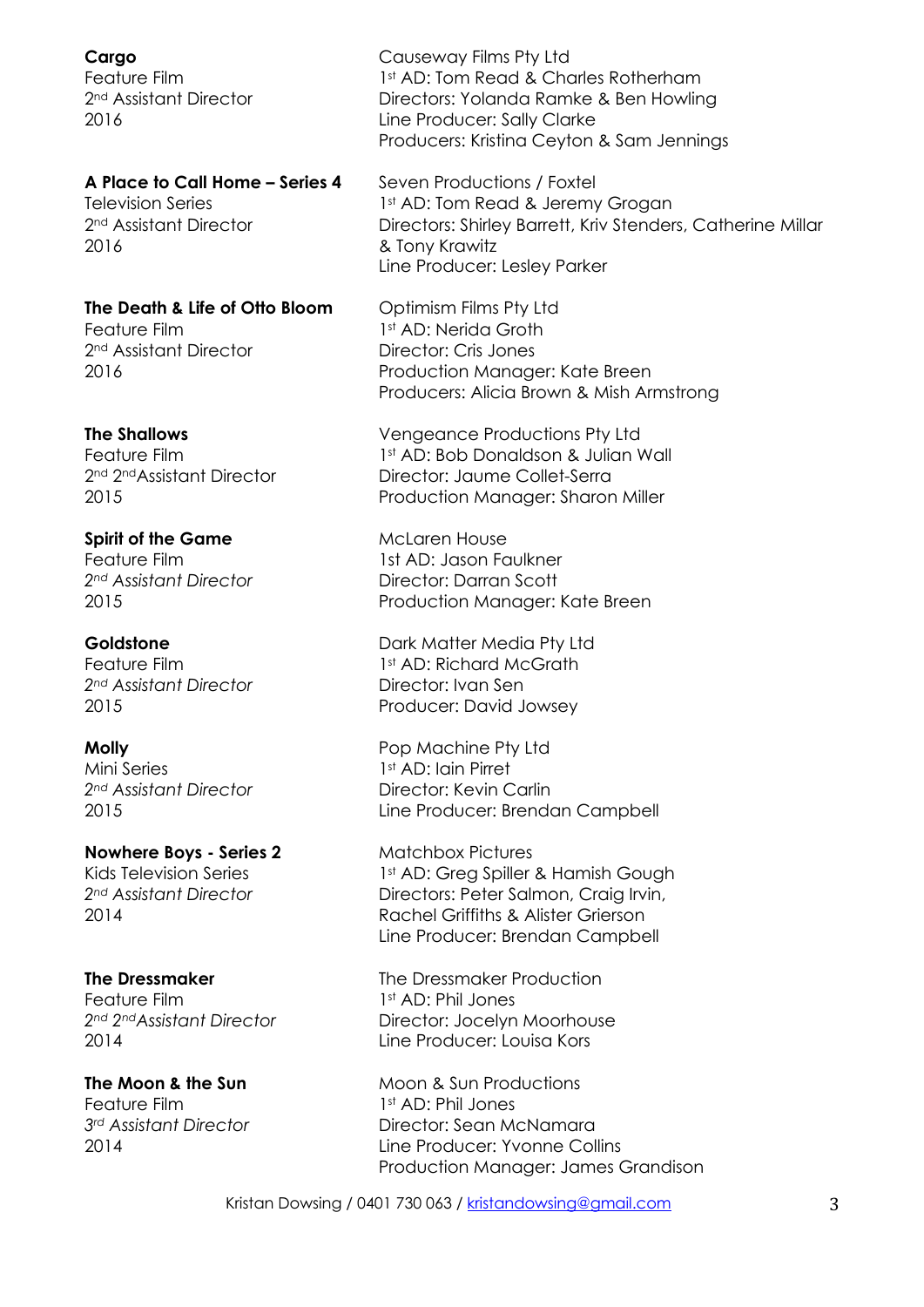**Cargo**
Feature Film
2nd Assistant Director
2016

Causeway Films Pty Ltd
1st AD: Tom Read & Charles Rotherham
Directors: Yolanda Ramke & Ben Howling
Line Producer: Sally Clarke
Producers: Kristina Ceyton & Sam Jennings

**A Place to Call Home – Series 4**
Television Series
2nd Assistant Director
2016

Seven Productions / Foxtel
1st AD: Tom Read & Jeremy Grogan
Directors: Shirley Barrett, Kriv Stenders, Catherine Millar & Tony Krawitz
Line Producer: Lesley Parker

**The Death & Life of Otto Bloom**
Feature Film
2nd Assistant Director
2016

Optimism Films Pty Ltd
1st AD: Nerida Groth
Director: Cris Jones
Production Manager: Kate Breen
Producers: Alicia Brown & Mish Armstrong

**The Shallows**
Feature Film
2nd 2nd Assistant Director
2015

Vengeance Productions Pty Ltd
1st AD: Bob Donaldson & Julian Wall
Director: Jaume Collet-Serra
Production Manager: Sharon Miller

**Spirit of the Game**
Feature Film
*2nd Assistant Director*
2015

McLaren House
1st AD: Jason Faulkner
Director: Darran Scott
Production Manager: Kate Breen

**Goldstone**
Feature Film
*2nd Assistant Director*
2015

Dark Matter Media Pty Ltd
1st AD: Richard McGrath
Director: Ivan Sen
Producer: David Jowsey

**Molly**
Mini Series
*2nd Assistant Director*
2015

Pop Machine Pty Ltd
1st AD: Iain Pirret
Director: Kevin Carlin
Line Producer: Brendan Campbell

**Nowhere Boys - Series 2**
Kids Television Series
*2nd Assistant Director*
2014

Matchbox Pictures
1st AD: Greg Spiller & Hamish Gough
Directors: Peter Salmon, Craig Irvin, Rachel Griffiths & Alister Grierson
Line Producer: Brendan Campbell

**The Dressmaker**
Feature Film
*2nd 2nd Assistant Director*
2014

The Dressmaker Production
1st AD: Phil Jones
Director: Jocelyn Moorhouse
Line Producer: Louisa Kors

**The Moon & the Sun**
Feature Film
*3rd Assistant Director*
2014

Moon & Sun Productions
1st AD: Phil Jones
Director: Sean McNamara
Line Producer: Yvonne Collins
Production Manager: James Grandison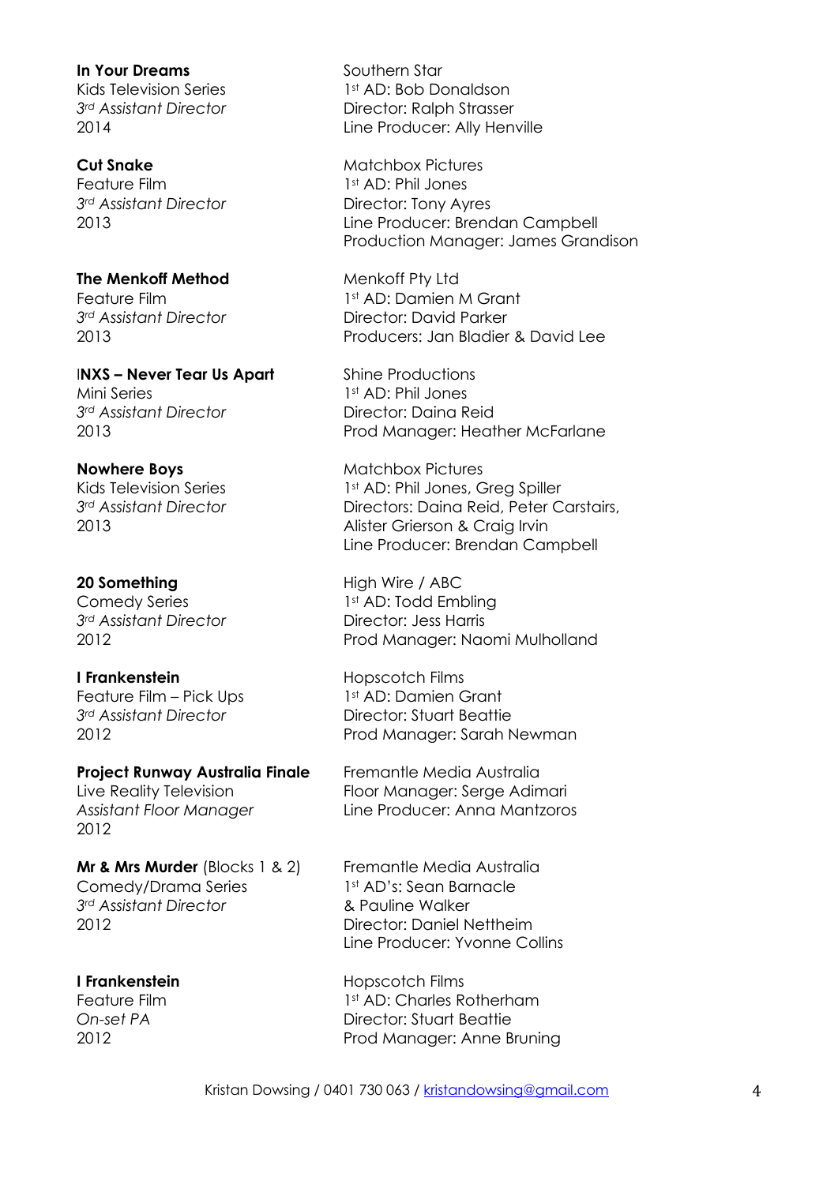**In Your Dreams**
Kids Television Series
*3rd Assistant Director*
2014

Southern Star
1st AD: Bob Donaldson
Director: Ralph Strasser
Line Producer: Ally Henville

**Cut Snake**
Feature Film
*3rd Assistant Director*
2013

Matchbox Pictures
1st AD: Phil Jones
Director: Tony Ayres
Line Producer: Brendan Campbell
Production Manager: James Grandison

**The Menkoff Method**
Feature Film
*3rd Assistant Director*
2013

Menkoff Pty Ltd
1st AD: Damien M Grant
Director: David Parker
Producers: Jan Bladier & David Lee

**INXS – Never Tear Us Apart**
Mini Series
*3rd Assistant Director*
2013

Shine Productions
1st AD: Phil Jones
Director: Daina Reid
Prod Manager: Heather McFarlane

**Nowhere Boys**
Kids Television Series
*3rd Assistant Director*
2013

Matchbox Pictures
1st AD: Phil Jones, Greg Spiller
Directors: Daina Reid, Peter Carstairs, Alister Grierson & Craig Irvin
Line Producer: Brendan Campbell

**20 Something**
Comedy Series
*3rd Assistant Director*
2012

High Wire / ABC
1st AD: Todd Embling
Director: Jess Harris
Prod Manager: Naomi Mulholland

**I Frankenstein**
Feature Film – Pick Ups
*3rd Assistant Director*
2012

Hopscotch Films
1st AD: Damien Grant
Director: Stuart Beattie
Prod Manager: Sarah Newman

**Project Runway Australia Finale**
Live Reality Television
*Assistant Floor Manager*
2012

Fremantle Media Australia
Floor Manager: Serge Adimari
Line Producer: Anna Mantzoros

**Mr & Mrs Murder** (Blocks 1 & 2)
Comedy/Drama Series
*3rd Assistant Director*
2012

Fremantle Media Australia
1st AD's: Sean Barnacle & Pauline Walker
Director: Daniel Nettheim
Line Producer: Yvonne Collins

**I Frankenstein**
Feature Film
*On-set PA*
2012

Hopscotch Films
1st AD: Charles Rotherham
Director: Stuart Beattie
Prod Manager: Anne Bruning

Kristan Dowsing / 0401 730 063 / kristandowsing@gmail.com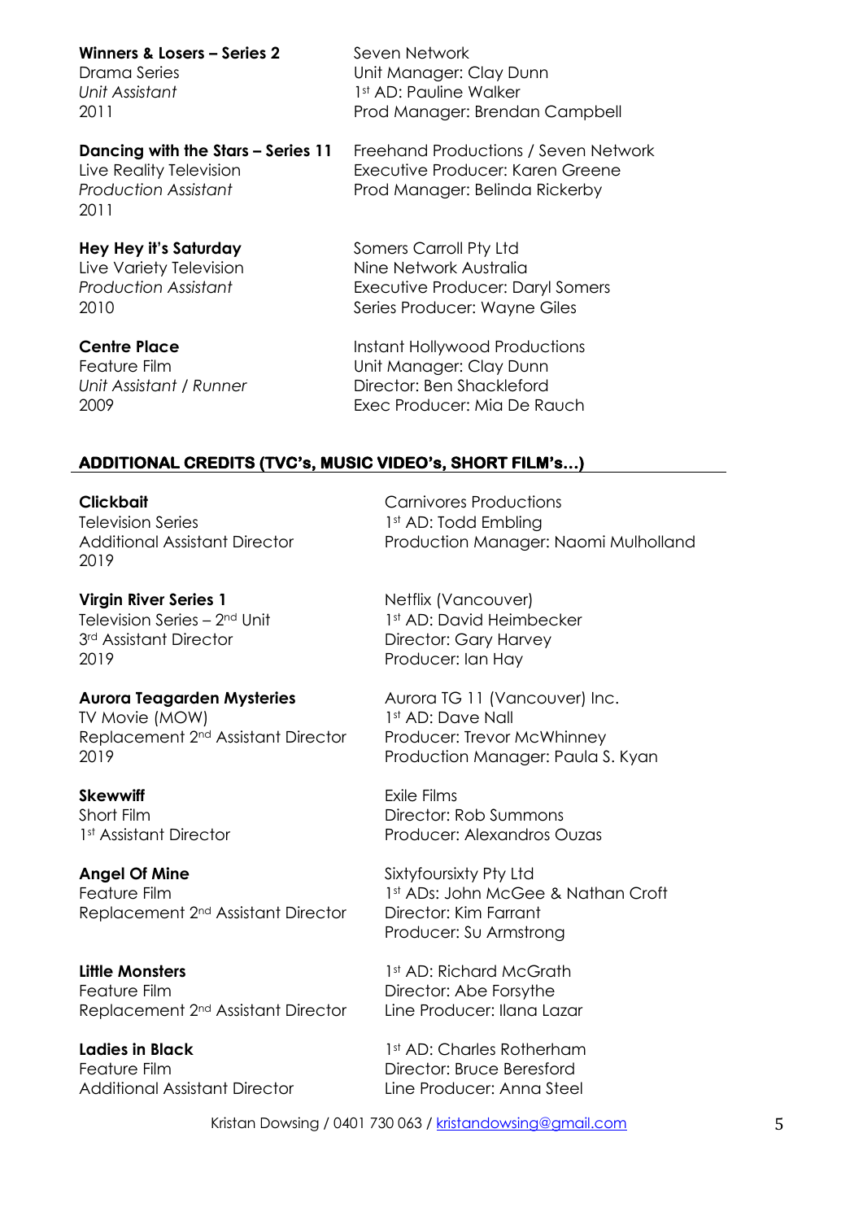**Winners & Losers – Series 2**
Drama Series
*Unit Assistant*
2011

Seven Network
Unit Manager: Clay Dunn
1st AD: Pauline Walker
Prod Manager: Brendan Campbell

**Dancing with the Stars – Series 11**
Live Reality Television
*Production Assistant*
2011

Freehand Productions / Seven Network
Executive Producer: Karen Greene
Prod Manager: Belinda Rickerby

**Hey Hey it's Saturday**
Live Variety Television
*Production Assistant*
2010

Somers Carroll Pty Ltd
Nine Network Australia
Executive Producer: Daryl Somers
Series Producer: Wayne Giles

**Centre Place**
Feature Film
*Unit Assistant / Runner*
2009

Instant Hollywood Productions
Unit Manager: Clay Dunn
Director: Ben Shackleford
Exec Producer: Mia De Rauch

## ADDITIONAL CREDITS (TVC's, MUSIC VIDEO's, SHORT FILM's…)

**Clickbait**
Television Series
Additional Assistant Director
2019

Carnivores Productions
1st AD: Todd Embling
Production Manager: Naomi Mulholland

**Virgin River Series 1**
Television Series – 2nd Unit
3rd Assistant Director
2019

Netflix (Vancouver)
1st AD: David Heimbecker
Director: Gary Harvey
Producer: Ian Hay

**Aurora Teagarden Mysteries**
TV Movie (MOW)
Replacement 2nd Assistant Director
2019

Aurora TG 11 (Vancouver) Inc.
1st AD: Dave Nall
Producer: Trevor McWhinney
Production Manager: Paula S. Kyan

**Skewwiff**
Short Film
1st Assistant Director

Exile Films
Director: Rob Summons
Producer: Alexandros Ouzas

**Angel Of Mine**
Feature Film
Replacement 2nd Assistant Director

Sixtyfoursixty Pty Ltd
1st ADs: John McGee & Nathan Croft
Director: Kim Farrant
Producer: Su Armstrong

**Little Monsters**
Feature Film
Replacement 2nd Assistant Director

1st AD: Richard McGrath
Director: Abe Forsythe
Line Producer: Ilana Lazar

**Ladies in Black**
Feature Film
Additional Assistant Director

1st AD: Charles Rotherham
Director: Bruce Beresford
Line Producer: Anna Steel

Kristan Dowsing / 0401 730 063 / kristandowsing@gmail.com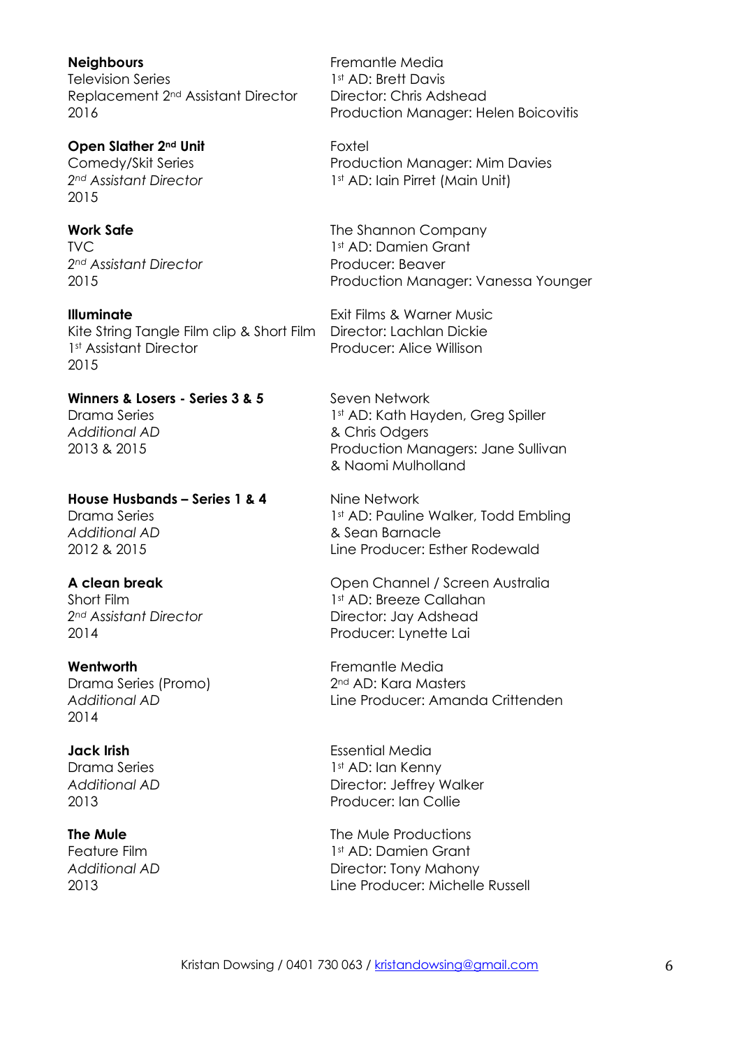**Neighbours**
Television Series
Replacement 2nd Assistant Director
2016

Fremantle Media
1st AD: Brett Davis
Director: Chris Adshead
Production Manager: Helen Boicovitis

**Open Slather 2nd Unit**
Comedy/Skit Series
*2nd Assistant Director*
2015

Foxtel
Production Manager: Mim Davies
1st AD: Iain Pirret (Main Unit)

**Work Safe**
TVC
*2nd Assistant Director*
2015

The Shannon Company
1st AD: Damien Grant
Producer: Beaver
Production Manager: Vanessa Younger

**Illuminate**
Kite String Tangle Film clip & Short Film
1st Assistant Director
2015

Exit Films & Warner Music
Director: Lachlan Dickie
Producer: Alice Willison

**Winners & Losers - Series 3 & 5**
Drama Series
*Additional AD*
2013 & 2015

Seven Network
1st AD: Kath Hayden, Greg Spiller & Chris Odgers
Production Managers: Jane Sullivan & Naomi Mulholland

**House Husbands – Series 1 & 4**
Drama Series
*Additional AD*
2012 & 2015

Nine Network
1st AD: Pauline Walker, Todd Embling & Sean Barnacle
Line Producer: Esther Rodewald

**A clean break**
Short Film
*2nd Assistant Director*
2014

Open Channel / Screen Australia
1st AD: Breeze Callahan
Director: Jay Adshead
Producer: Lynette Lai

**Wentworth**
Drama Series (Promo)
*Additional AD*
2014

Fremantle Media
2nd AD: Kara Masters
Line Producer: Amanda Crittenden

**Jack Irish**
Drama Series
*Additional AD*
2013

Essential Media
1st AD: Ian Kenny
Director: Jeffrey Walker
Producer: Ian Collie

**The Mule**
Feature Film
*Additional AD*
2013

The Mule Productions
1st AD: Damien Grant
Director: Tony Mahony
Line Producer: Michelle Russell

Kristan Dowsing / 0401 730 063 / kristandowsing@gmail.com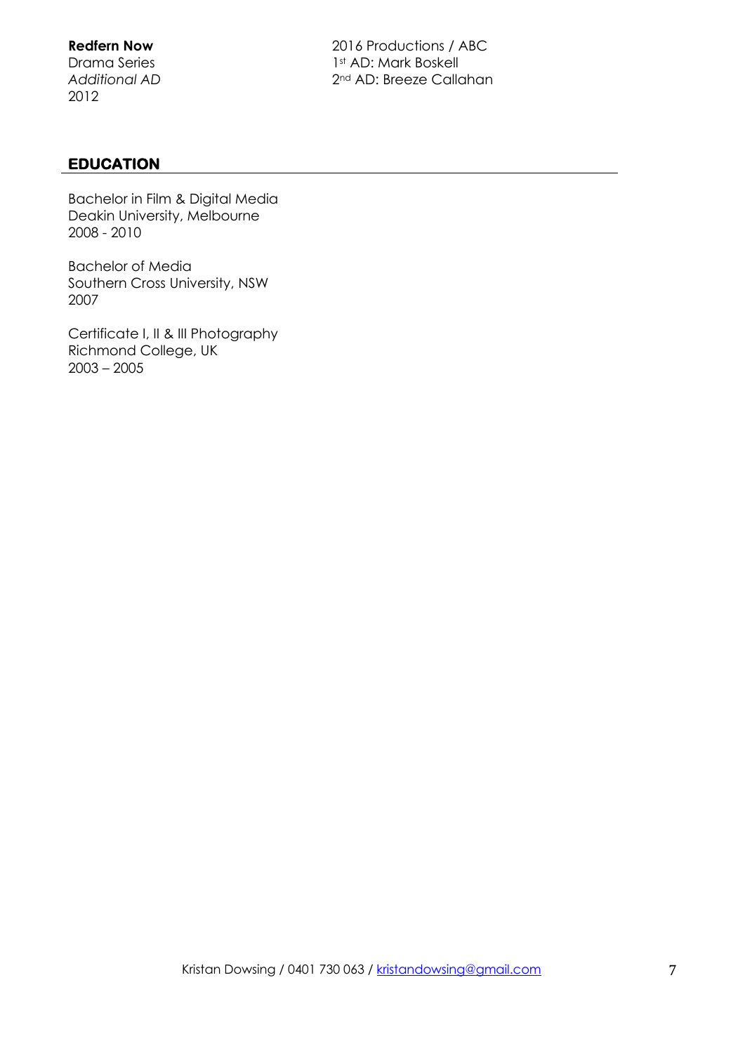**Redfern Now**
Drama Series
*Additional AD*
2012

2016 Productions / ABC
1st AD: Mark Boskell
2nd AD: Breeze Callahan

## EDUCATION

Bachelor in Film & Digital Media
Deakin University, Melbourne
2008 - 2010

Bachelor of Media
Southern Cross University, NSW
2007

Certificate I, II & III Photography
Richmond College, UK
2003 – 2005